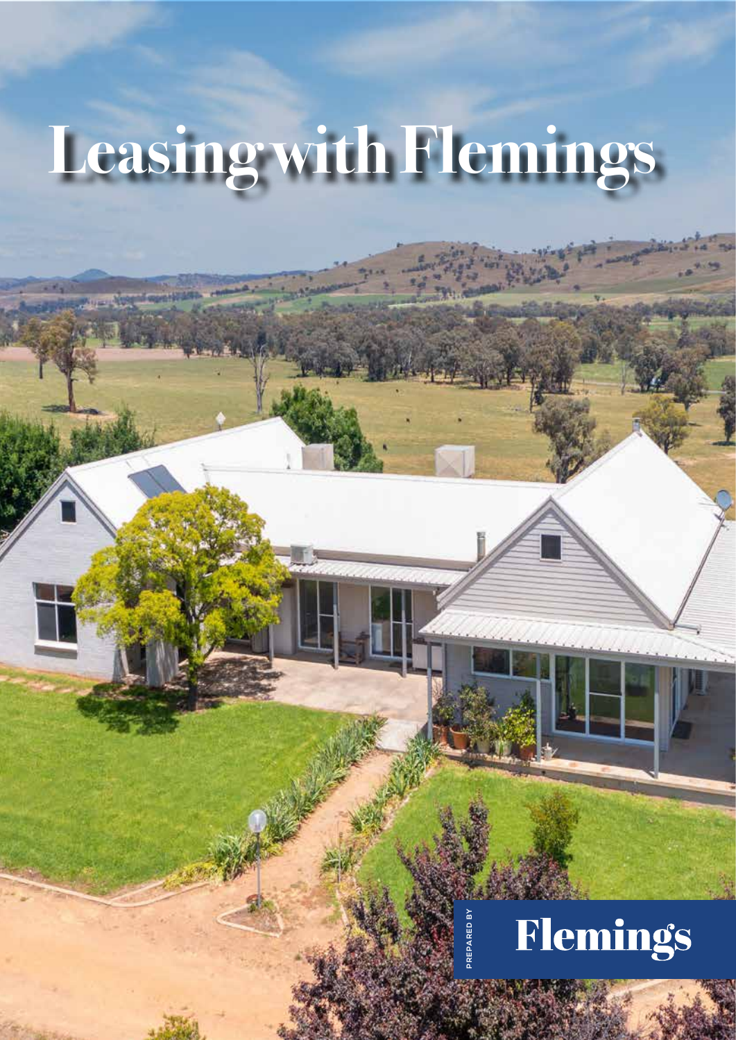# Leasing with Flemings

PREPARED BY

Flemings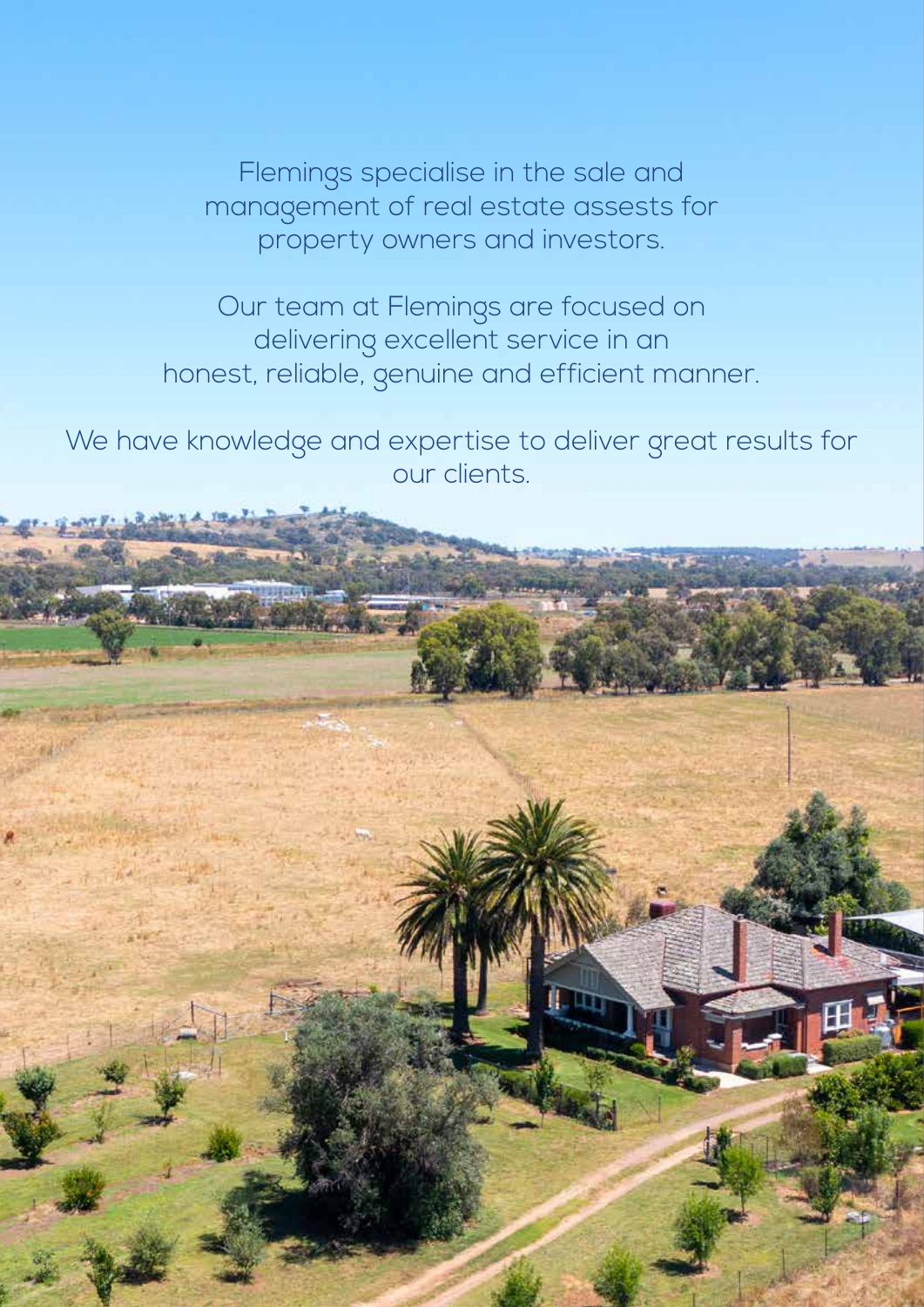Flemings specialise in the sale and management of real estate assests for property owners and investors.

Our team at Flemings are focused on delivering excellent service in an honest, reliable, genuine and efficient manner.

We have knowledge and expertise to deliver great results for our clients.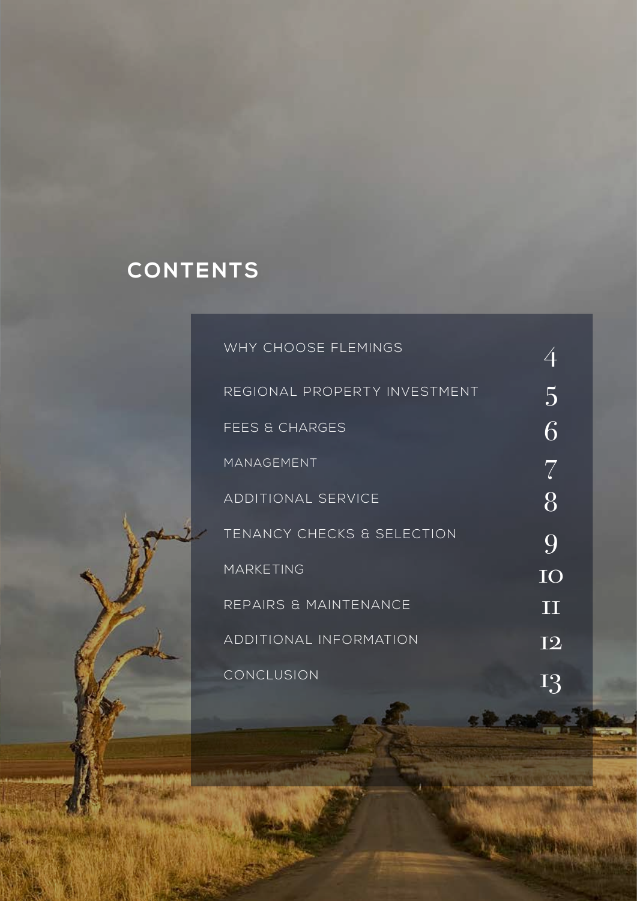# CONTENTS

| | |
|---|---|
| WHY CHOOSE FLEMINGS | 4 |
| REGIONAL PROPERTY INVESTMENT | 5 |
| FEES & CHARGES | 6 |
| MANAGEMENT | 7 |
| ADDITIONAL SERVICE | 8 |
| TENANCY CHECKS & SELECTION | 9 |
| MARKETING | 10 |
| REPAIRS & MAINTENANCE | 11 |
| ADDITIONAL INFORMATION | 12 |
| CONCLUSION | 13 |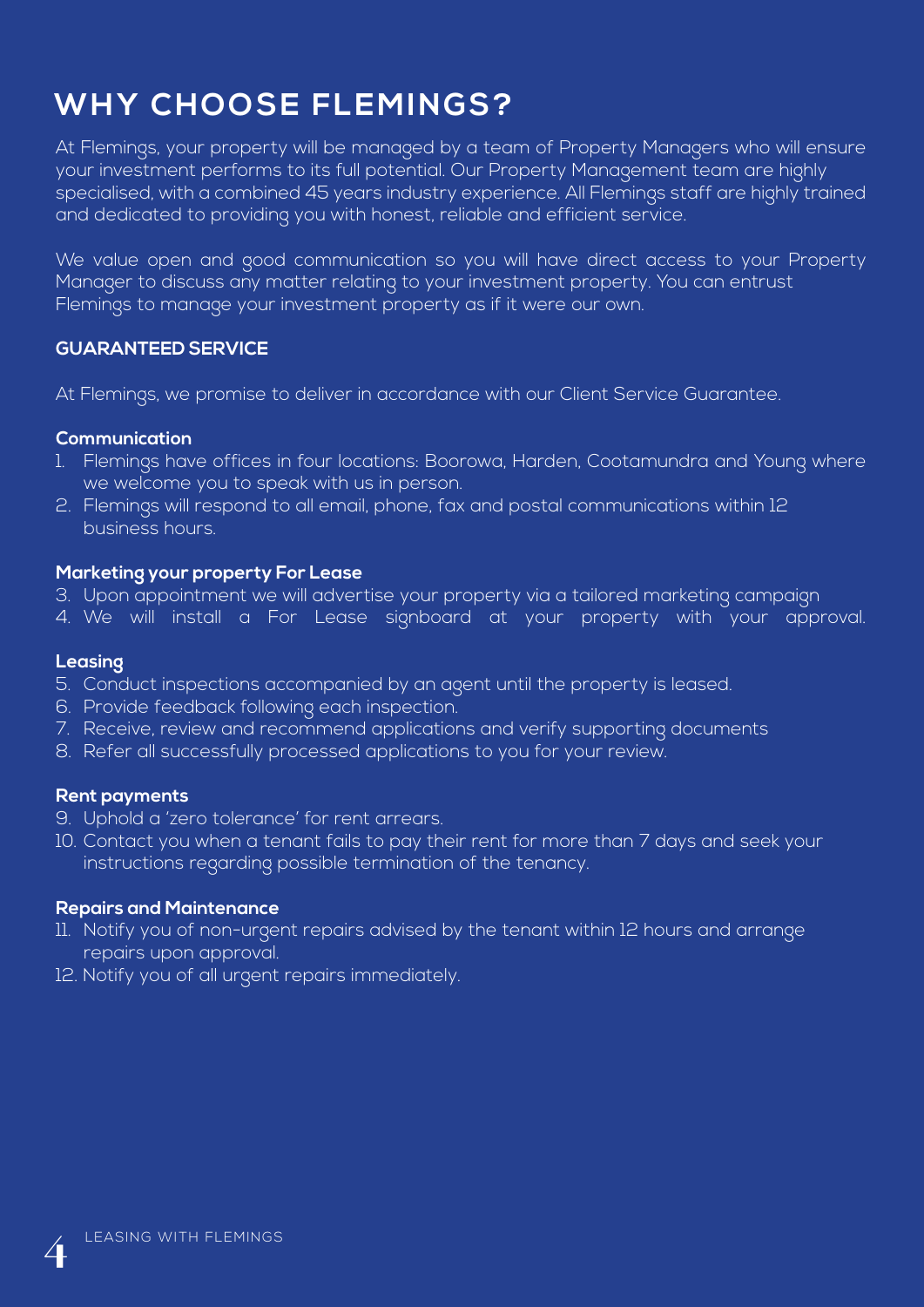# WHY CHOOSE FLEMINGS?

At Flemings, your property will be managed by a team of Property Managers who will ensure your investment performs to its full potential. Our Property Management team are highly specialised, with a combined 45 years industry experience. All Flemings staff are highly trained and dedicated to providing you with honest, reliable and efficient service.

We value open and good communication so you will have direct access to your Property Manager to discuss any matter relating to your investment property. You can entrust Flemings to manage your investment property as if it were our own.

### GUARANTEED SERVICE

At Flemings, we promise to deliver in accordance with our Client Service Guarantee.

#### Communication

1. Flemings have offices in four locations: Boorowa, Harden, Cootamundra and Young where we welcome you to speak with us in person.
2. Flemings will respond to all email, phone, fax and postal communications within 12 business hours.

#### Marketing your property For Lease

3. Upon appointment we will advertise your property via a tailored marketing campaign
4. We will install a For Lease signboard at your property with your approval.

#### Leasing

5. Conduct inspections accompanied by an agent until the property is leased.
6. Provide feedback following each inspection.
7. Receive, review and recommend applications and verify supporting documents
8. Refer all successfully processed applications to you for your review.

#### Rent payments

9. Uphold a 'zero tolerance' for rent arrears.
10. Contact you when a tenant fails to pay their rent for more than 7 days and seek your instructions regarding possible termination of the tenancy.

#### Repairs and Maintenance

11. Notify you of non-urgent repairs advised by the tenant within 12 hours and arrange repairs upon approval.
12. Notify you of all urgent repairs immediately.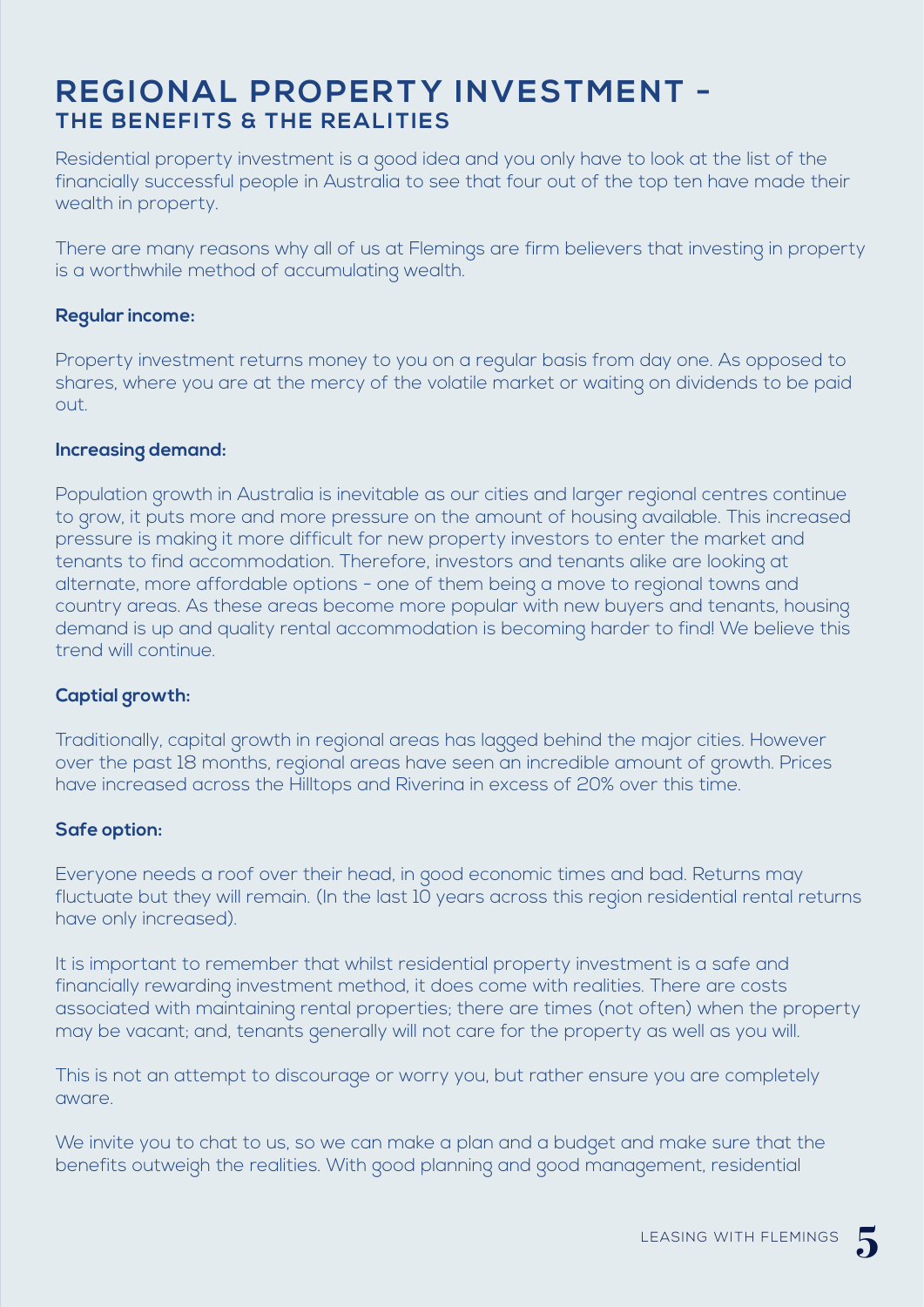# REGIONAL PROPERTY INVESTMENT - 
## THE BENEFITS & THE REALITIES

Residential property investment is a good idea and you only have to look at the list of the financially successful people in Australia to see that four out of the top ten have made their wealth in property.

There are many reasons why all of us at Flemings are firm believers that investing in property is a worthwhile method of accumulating wealth.

**Regular income:**

Property investment returns money to you on a regular basis from day one. As opposed to shares, where you are at the mercy of the volatile market or waiting on dividends to be paid out.

**Increasing demand:**

Population growth in Australia is inevitable as our cities and larger regional centres continue to grow, it puts more and more pressure on the amount of housing available. This increased pressure is making it more difficult for new property investors to enter the market and tenants to find accommodation. Therefore, investors and tenants alike are looking at alternate, more affordable options - one of them being a move to regional towns and country areas. As these areas become more popular with new buyers and tenants, housing demand is up and quality rental accommodation is becoming harder to find! We believe this trend will continue.

**Captial growth:**

Traditionally, capital growth in regional areas has lagged behind the major cities. However over the past 18 months, regional areas have seen an incredible amount of growth. Prices have increased across the Hilltops and Riverina in excess of 20% over this time.

**Safe option:**

Everyone needs a roof over their head, in good economic times and bad. Returns may fluctuate but they will remain. (In the last 10 years across this region residential rental returns have only increased).

It is important to remember that whilst residential property investment is a safe and financially rewarding investment method, it does come with realities. There are costs associated with maintaining rental properties; there are times (not often) when the property may be vacant; and, tenants generally will not care for the property as well as you will.

This is not an attempt to discourage or worry you, but rather ensure you are completely aware.

We invite you to chat to us, so we can make a plan and a budget and make sure that the benefits outweigh the realities. With good planning and good management, residential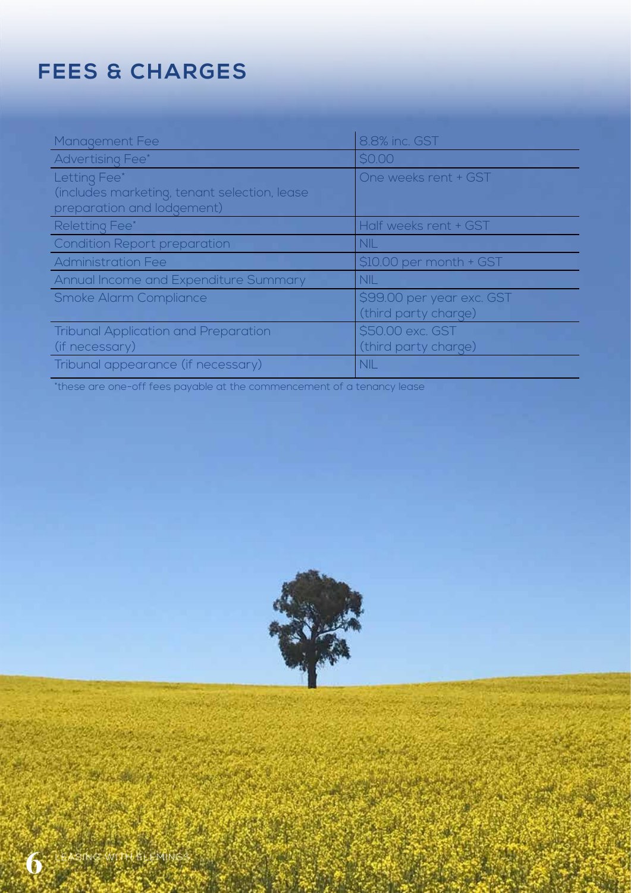## FEES & CHARGES

| Fee | Charge |
| --- | --- |
| Management Fee | 8.8% inc. GST |
| Advertising Fee* | $0.00 |
| Letting Fee*<br>(includes marketing, tenant selection, lease preparation and lodgement) | One weeks rent + GST |
| Reletting Fee* | Half weeks rent + GST |
| Condition Report preparation | NIL |
| Administration Fee | $10.00 per month + GST |
| Annual Income and Expenditure Summary | NIL |
| Smoke Alarm Compliance | $99.00 per year exc. GST<br>(third party charge) |
| Tribunal Application and Preparation<br>(if necessary) | $50.00 exc. GST<br>(third party charge) |
| Tribunal appearance (if necessary) | NIL |

*these are one-off fees payable at the commencement of a tenancy lease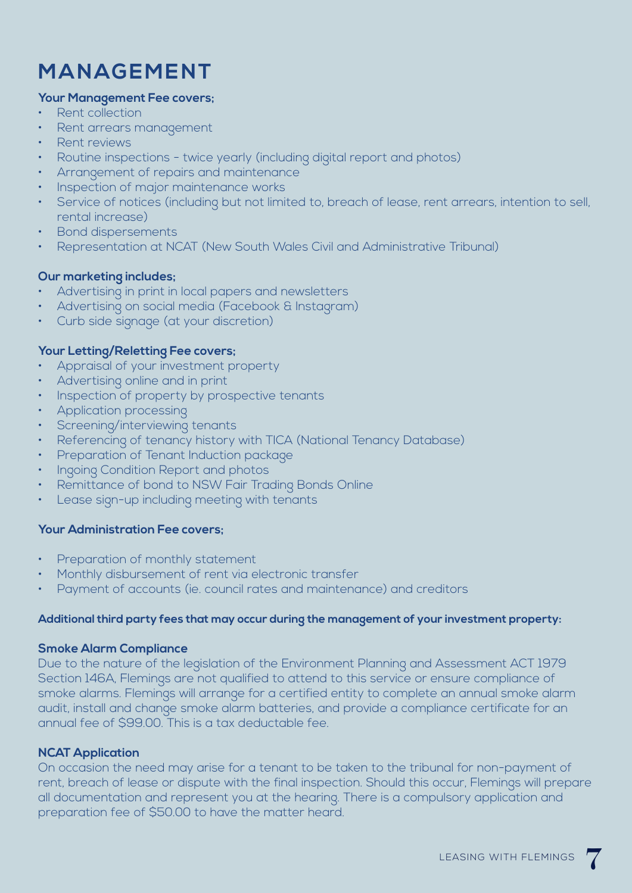# MANAGEMENT

**Your Management Fee covers;**

- Rent collection
- Rent arrears management
- Rent reviews
- Routine inspections - twice yearly (including digital report and photos)
- Arrangement of repairs and maintenance
- Inspection of major maintenance works
- Service of notices (including but not limited to, breach of lease, rent arrears, intention to sell, rental increase)
- Bond dispersements
- Representation at NCAT (New South Wales Civil and Administrative Tribunal)

**Our marketing includes;**

- Advertising in print in local papers and newsletters
- Advertising on social media (Facebook & Instagram)
- Curb side signage (at your discretion)

**Your Letting/Reletting Fee covers;**

- Appraisal of your investment property
- Advertising online and in print
- Inspection of property by prospective tenants
- Application processing
- Screening/interviewing tenants
- Referencing of tenancy history with TICA (National Tenancy Database)
- Preparation of Tenant Induction package
- Ingoing Condition Report and photos
- Remittance of bond to NSW Fair Trading Bonds Online
- Lease sign-up including meeting with tenants

**Your Administration Fee covers;**

- Preparation of monthly statement
- Monthly disbursement of rent via electronic transfer
- Payment of accounts (ie. council rates and maintenance) and creditors

**Additional third party fees that may occur during the management of your investment property:**

**Smoke Alarm Compliance**

Due to the nature of the legislation of the Environment Planning and Assessment ACT 1979 Section 146A, Flemings are not qualified to attend to this service or ensure compliance of smoke alarms. Flemings will arrange for a certified entity to complete an annual smoke alarm audit, install and change smoke alarm batteries, and provide a compliance certificate for an annual fee of $99.00. This is a tax deductable fee.

**NCAT Application**

On occasion the need may arise for a tenant to be taken to the tribunal for non-payment of rent, breach of lease or dispute with the final inspection. Should this occur, Flemings will prepare all documentation and represent you at the hearing. There is a compulsory application and preparation fee of $50.00 to have the matter heard.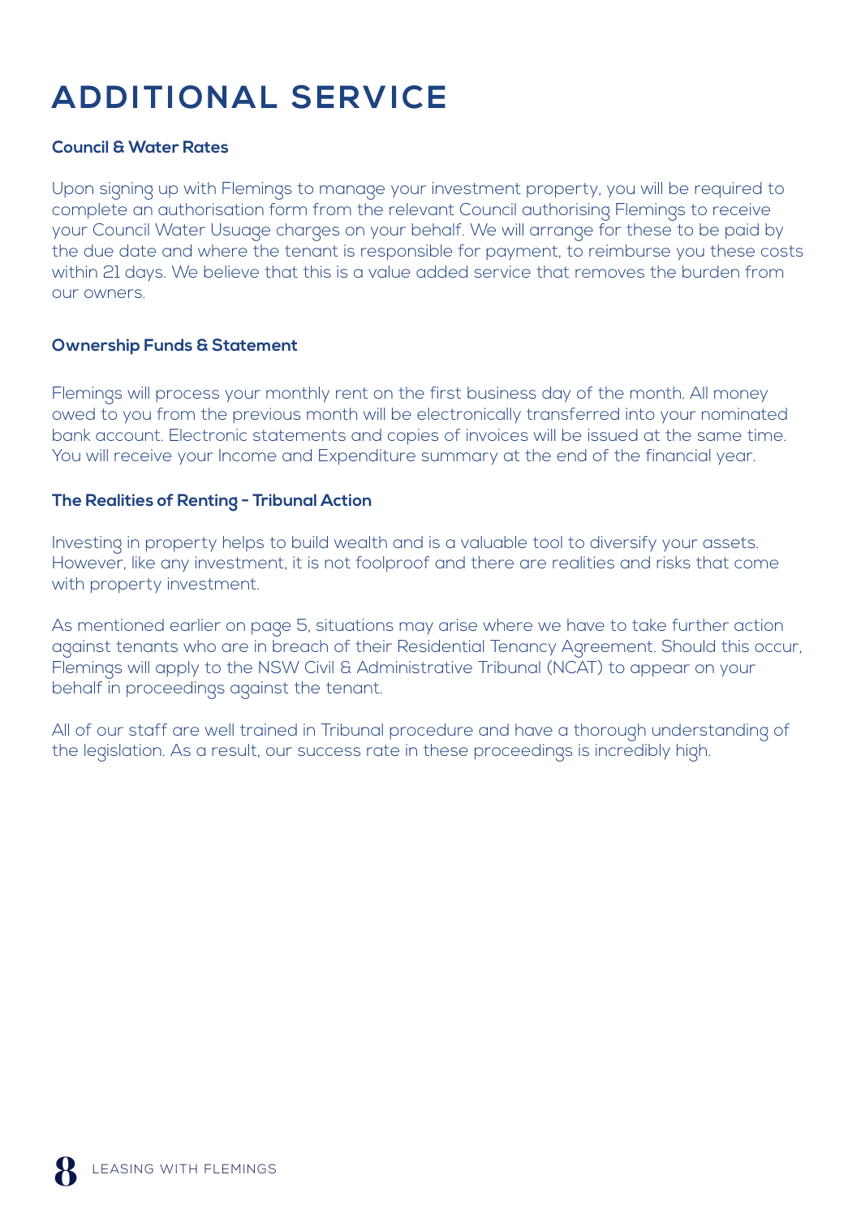# ADDITIONAL SERVICE

### Council & Water Rates

Upon signing up with Flemings to manage your investment property, you will be required to complete an authorisation form from the relevant Council authorising Flemings to receive your Council Water Usuage charges on your behalf. We will arrange for these to be paid by the due date and where the tenant is responsible for payment, to reimburse you these costs within 21 days. We believe that this is a value added service that removes the burden from our owners.

### Ownership Funds & Statement

Flemings will process your monthly rent on the first business day of the month. All money owed to you from the previous month will be electronically transferred into your nominated bank account. Electronic statements and copies of invoices will be issued at the same time. You will receive your Income and Expenditure summary at the end of the financial year.

### The Realities of Renting - Tribunal Action

Investing in property helps to build wealth and is a valuable tool to diversify your assets. However, like any investment, it is not foolproof and there are realities and risks that come with property investment.

As mentioned earlier on page 5, situations may arise where we have to take further action against tenants who are in breach of their Residential Tenancy Agreement. Should this occur, Flemings will apply to the NSW Civil & Administrative Tribunal (NCAT) to appear on your behalf in proceedings against the tenant.

All of our staff are well trained in Tribunal procedure and have a thorough understanding of the legislation. As a result, our success rate in these proceedings is incredibly high.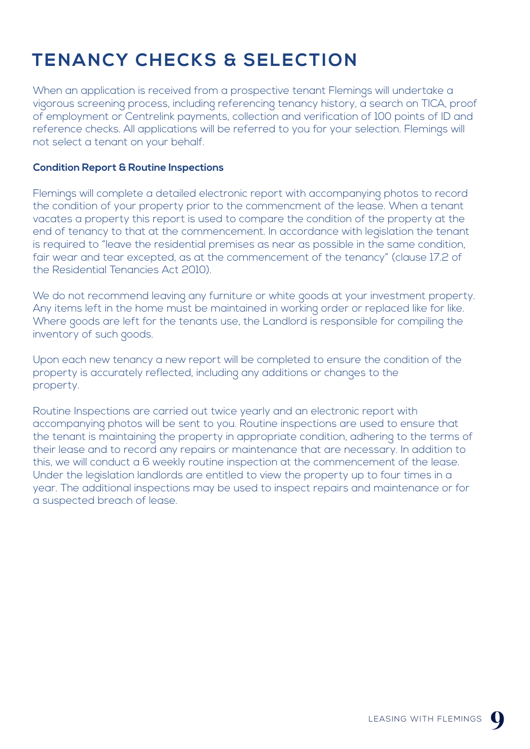# TENANCY CHECKS & SELECTION

When an application is received from a prospective tenant Flemings will undertake a vigorous screening process, including referencing tenancy history, a search on TICA, proof of employment or Centrelink payments, collection and verification of 100 points of ID and reference checks. All applications will be referred to you for your selection. Flemings will not select a tenant on your behalf.

**Condition Report & Routine Inspections**

Flemings will complete a detailed electronic report with accompanying photos to record the condition of your property prior to the commencment of the lease. When a tenant vacates a property this report is used to compare the condition of the property at the end of tenancy to that at the commencement. In accordance with legislation the tenant is required to "leave the residential premises as near as possible in the same condition, fair wear and tear excepted, as at the commencement of the tenancy" (clause 17.2 of the Residential Tenancies Act 2010).

We do not recommend leaving any furniture or white goods at your investment property. Any items left in the home must be maintained in working order or replaced like for like. Where goods are left for the tenants use, the Landlord is responsible for compiling the inventory of such goods.

Upon each new tenancy a new report will be completed to ensure the condition of the property is accurately reflected, including any additions or changes to the property.

Routine Inspections are carried out twice yearly and an electronic report with accompanying photos will be sent to you. Routine inspections are used to ensure that the tenant is maintaining the property in appropriate condition, adhering to the terms of their lease and to record any repairs or maintenance that are necessary. In addition to this, we will conduct a 6 weekly routine inspection at the commencement of the lease. Under the legislation landlords are entitled to view the property up to four times in a year. The additional inspections may be used to inspect repairs and maintenance or for a suspected breach of lease.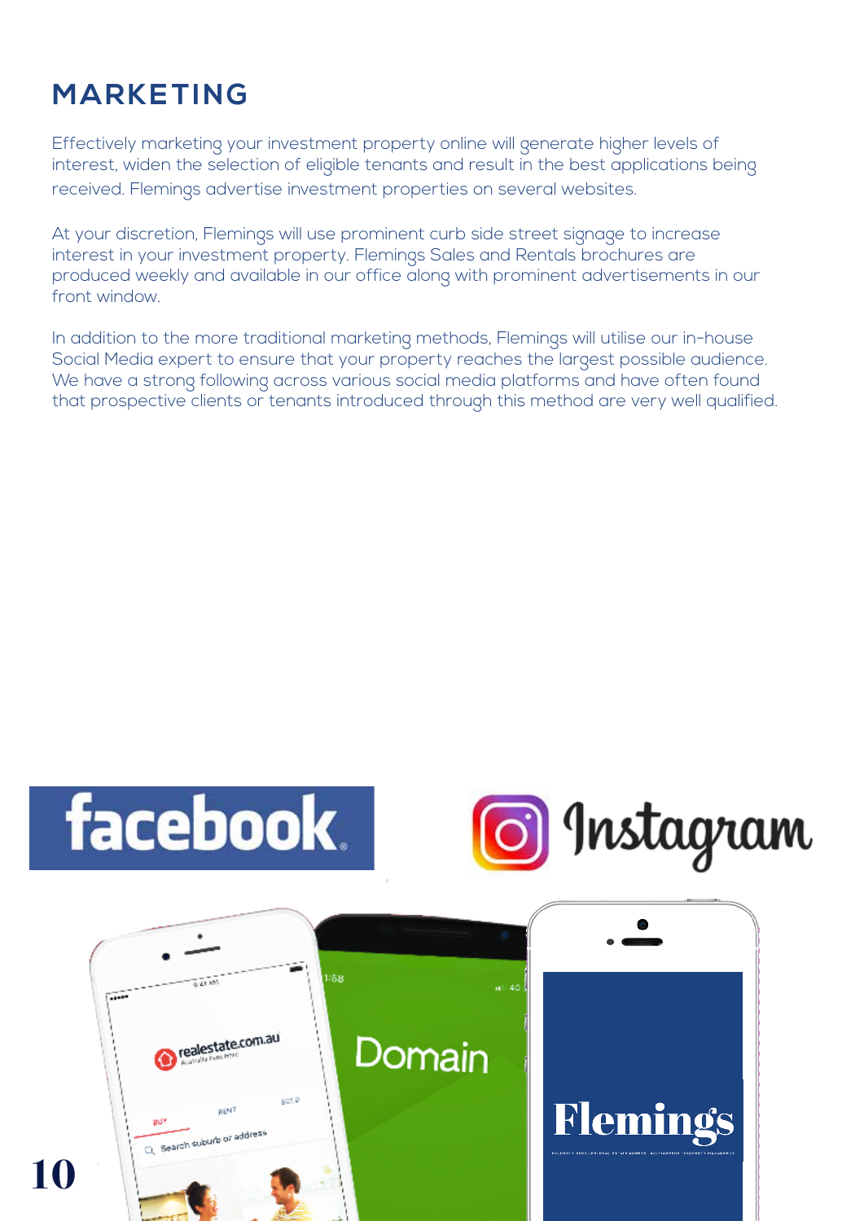# MARKETING

Effectively marketing your investment property online will generate higher levels of interest, widen the selection of eligible tenants and result in the best applications being received. Flemings advertise investment properties on several websites.

At your discretion, Flemings will use prominent curb side street signage to increase interest in your investment property. Flemings Sales and Rentals brochures are produced weekly and available in our office along with prominent advertisements in our front window.

In addition to the more traditional marketing methods, Flemings will utilise our in-house Social Media expert to ensure that your property reaches the largest possible audience. We have a strong following across various social media platforms and have often found that prospective clients or tenants introduced through this method are very well qualified.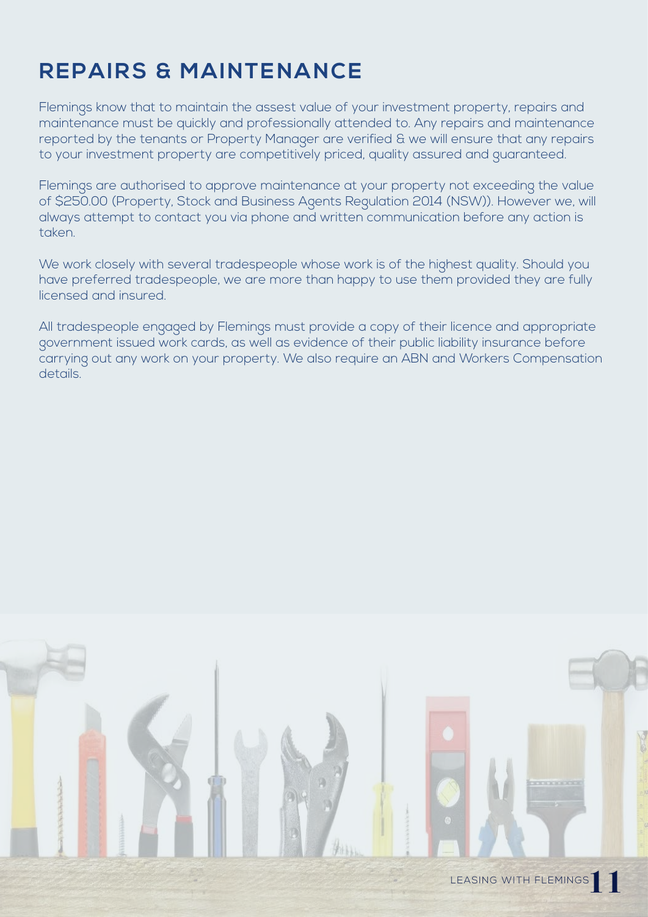# REPAIRS & MAINTENANCE

Flemings know that to maintain the assest value of your investment property, repairs and maintenance must be quickly and professionally attended to. Any repairs and maintenance reported by the tenants or Property Manager are verified & we will ensure that any repairs to your investment property are competitively priced, quality assured and guaranteed.

Flemings are authorised to approve maintenance at your property not exceeding the value of $250.00 (Property, Stock and Business Agents Regulation 2014 (NSW)). However we, will always attempt to contact you via phone and written communication before any action is taken.

We work closely with several tradespeople whose work is of the highest quality. Should you have preferred tradespeople, we are more than happy to use them provided they are fully licensed and insured.

All tradespeople engaged by Flemings must provide a copy of their licence and appropriate government issued work cards, as well as evidence of their public liability insurance before carrying out any work on your property. We also require an ABN and Workers Compensation details.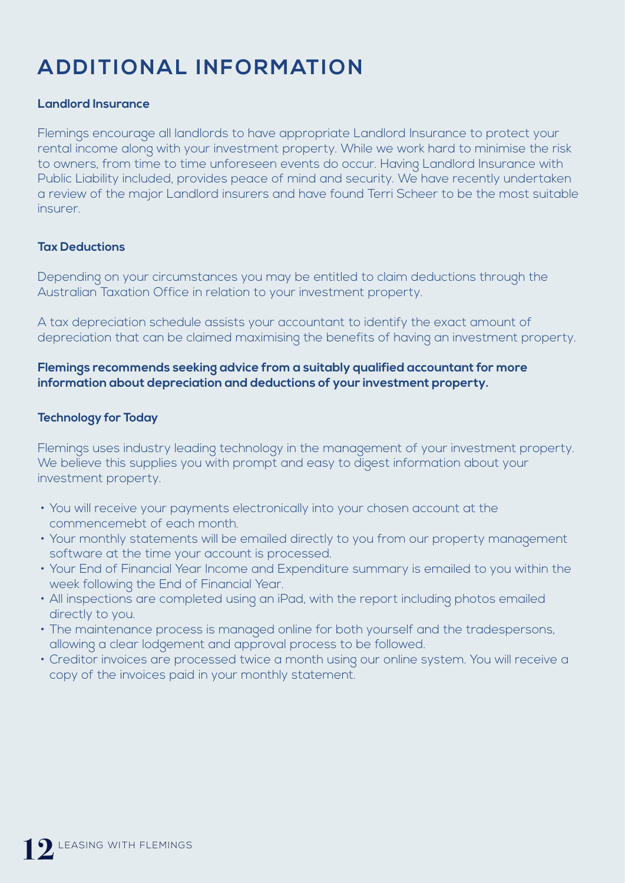# ADDITIONAL INFORMATION

**Landlord Insurance**

Flemings encourage all landlords to have appropriate Landlord Insurance to protect your rental income along with your investment property. While we work hard to minimise the risk to owners, from time to time unforeseen events do occur. Having Landlord Insurance with Public Liability included, provides peace of mind and security. We have recently undertaken a review of the major Landlord insurers and have found Terri Scheer to be the most suitable insurer.

**Tax Deductions**

Depending on your circumstances you may be entitled to claim deductions through the Australian Taxation Office in relation to your investment property.

A tax depreciation schedule assists your accountant to identify the exact amount of depreciation that can be claimed maximising the benefits of having an investment property.

**Flemings recommends seeking advice from a suitably qualified accountant for more information about depreciation and deductions of your investment property.**

**Technology for Today**

Flemings uses industry leading technology in the management of your investment property. We believe this supplies you with prompt and easy to digest information about your investment property.

- You will receive your payments electronically into your chosen account at the commencemebt of each month.
- Your monthly statements will be emailed directly to you from our property management software at the time your account is processed.
- Your End of Financial Year Income and Expenditure summary is emailed to you within the week following the End of Financial Year.
- All inspections are completed using an iPad, with the report including photos emailed directly to you.
- The maintenance process is managed online for both yourself and the tradespersons, allowing a clear lodgement and approval process to be followed.
- Creditor invoices are processed twice a month using our online system. You will receive a copy of the invoices paid in your monthly statement.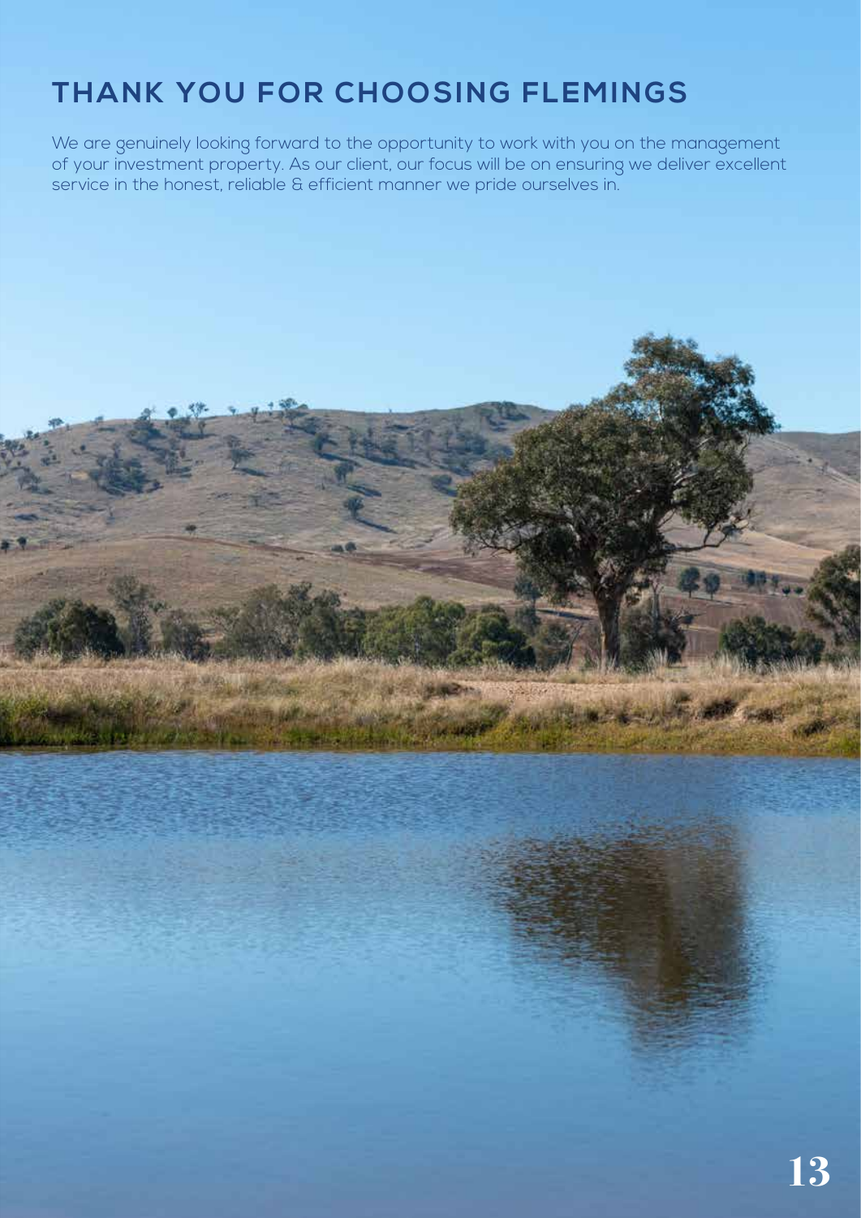# THANK YOU FOR CHOOSING FLEMINGS

We are genuinely looking forward to the opportunity to work with you on the management of your investment property. As our client, our focus will be on ensuring we deliver excellent service in the honest, reliable & efficient manner we pride ourselves in.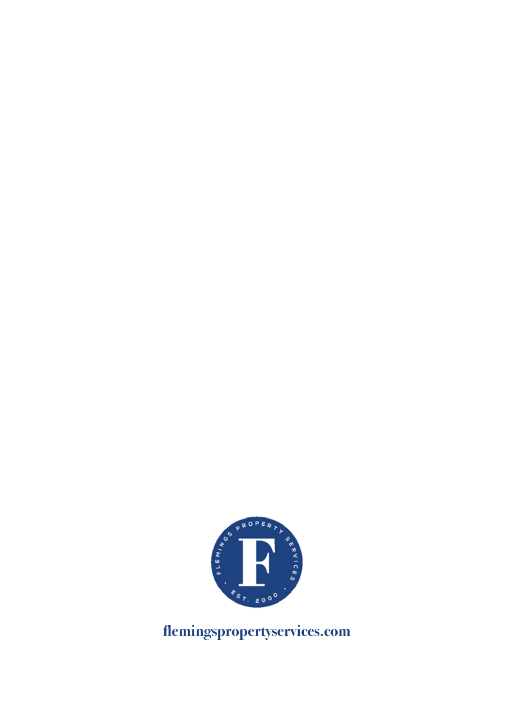FLEMINGS PROPERTY SERVICES

F

EST. 2000

flemingspropertyservices.com